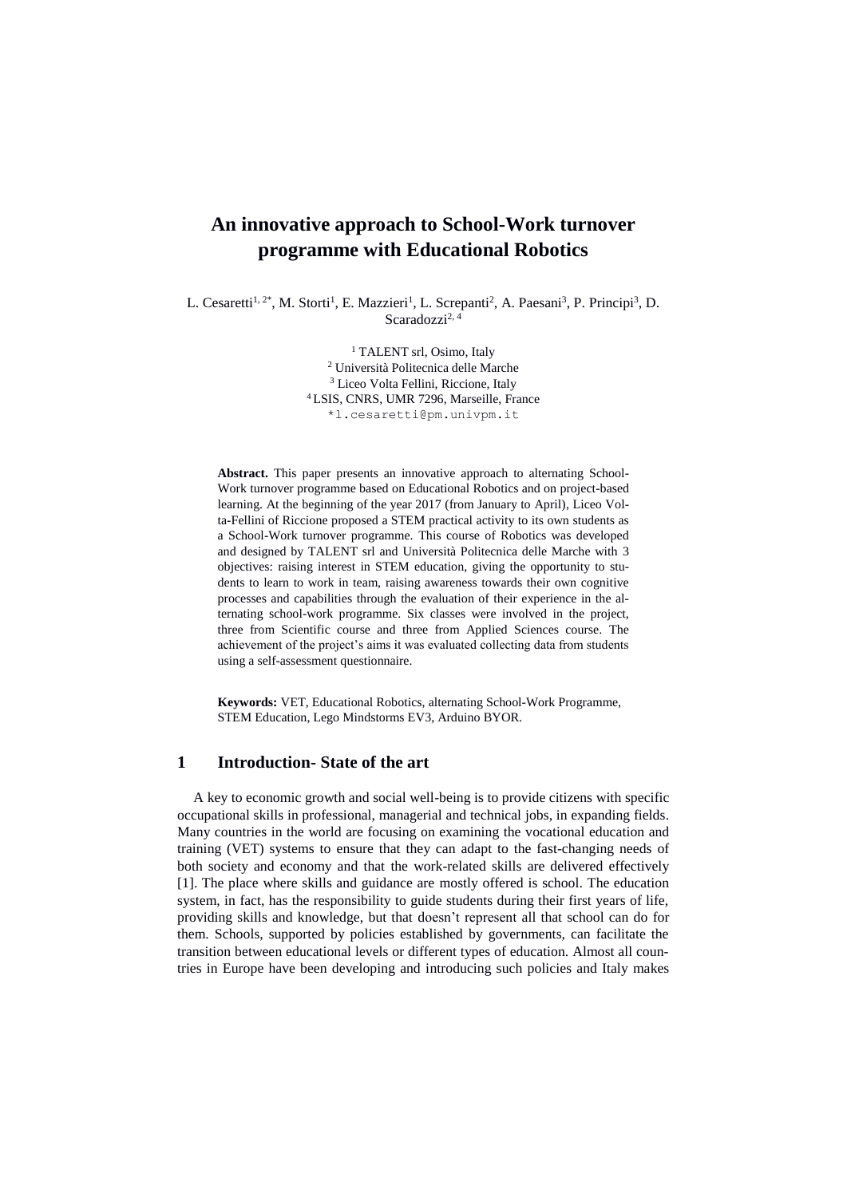# An innovative approach to School-Work turnover programme with Educational Robotics

L. Cesaretti[1, 2*], M. Storti[1], E. Mazzieri[1], L. Screpanti[2], A. Paesani[3], P. Principi[3], D. Scaradozzi[2, 4]

[1] TALENT srl, Osimo, Italy
[2] Università Politecnica delle Marche
[3] Liceo Volta Fellini, Riccione, Italy
[4] LSIS, CNRS, UMR 7296, Marseille, France
*l.cesaretti@pm.univpm.it

**Abstract.** This paper presents an innovative approach to alternating School-Work turnover programme based on Educational Robotics and on project-based learning. At the beginning of the year 2017 (from January to April), Liceo Volta-Fellini of Riccione proposed a STEM practical activity to its own students as a School-Work turnover programme. This course of Robotics was developed and designed by TALENT srl and Università Politecnica delle Marche with 3 objectives: raising interest in STEM education, giving the opportunity to students to learn to work in team, raising awareness towards their own cognitive processes and capabilities through the evaluation of their experience in the alternating school-work programme. Six classes were involved in the project, three from Scientific course and three from Applied Sciences course. The achievement of the project's aims it was evaluated collecting data from students using a self-assessment questionnaire.

**Keywords:** VET, Educational Robotics, alternating School-Work Programme, STEM Education, Lego Mindstorms EV3, Arduino BYOR.

## 1 Introduction- State of the art

A key to economic growth and social well-being is to provide citizens with specific occupational skills in professional, managerial and technical jobs, in expanding fields. Many countries in the world are focusing on examining the vocational education and training (VET) systems to ensure that they can adapt to the fast-changing needs of both society and economy and that the work-related skills are delivered effectively [1]. The place where skills and guidance are mostly offered is school. The education system, in fact, has the responsibility to guide students during their first years of life, providing skills and knowledge, but that doesn't represent all that school can do for them. Schools, supported by policies established by governments, can facilitate the transition between educational levels or different types of education. Almost all countries in Europe have been developing and introducing such policies and Italy makes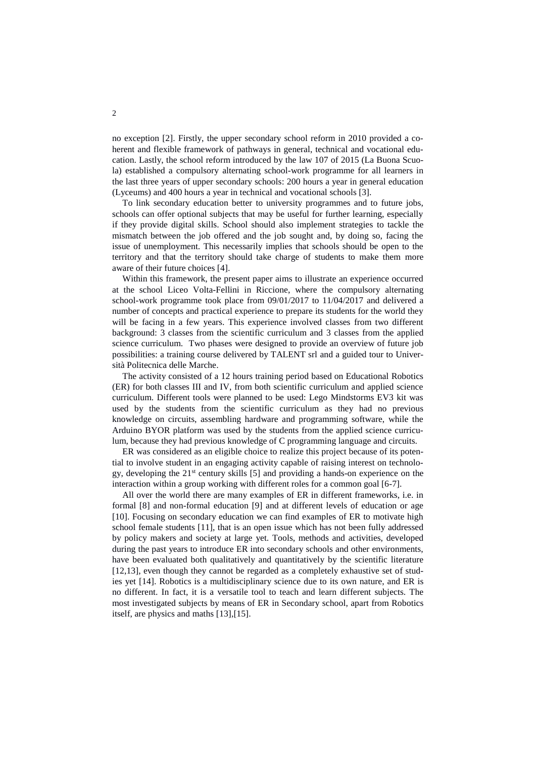no exception [2]. Firstly, the upper secondary school reform in 2010 provided a coherent and flexible framework of pathways in general, technical and vocational education. Lastly, the school reform introduced by the law 107 of 2015 (La Buona Scuola) established a compulsory alternating school-work programme for all learners in the last three years of upper secondary schools: 200 hours a year in general education (Lyceums) and 400 hours a year in technical and vocational schools [3].

To link secondary education better to university programmes and to future jobs, schools can offer optional subjects that may be useful for further learning, especially if they provide digital skills. School should also implement strategies to tackle the mismatch between the job offered and the job sought and, by doing so, facing the issue of unemployment. This necessarily implies that schools should be open to the territory and that the territory should take charge of students to make them more aware of their future choices [4].

Within this framework, the present paper aims to illustrate an experience occurred at the school Liceo Volta-Fellini in Riccione, where the compulsory alternating school-work programme took place from 09/01/2017 to 11/04/2017 and delivered a number of concepts and practical experience to prepare its students for the world they will be facing in a few years. This experience involved classes from two different background: 3 classes from the scientific curriculum and 3 classes from the applied science curriculum. Two phases were designed to provide an overview of future job possibilities: a training course delivered by TALENT srl and a guided tour to Università Politecnica delle Marche.

The activity consisted of a 12 hours training period based on Educational Robotics (ER) for both classes III and IV, from both scientific curriculum and applied science curriculum. Different tools were planned to be used: Lego Mindstorms EV3 kit was used by the students from the scientific curriculum as they had no previous knowledge on circuits, assembling hardware and programming software, while the Arduino BYOR platform was used by the students from the applied science curriculum, because they had previous knowledge of C programming language and circuits.

ER was considered as an eligible choice to realize this project because of its potential to involve student in an engaging activity capable of raising interest on technology, developing the 21st century skills [5] and providing a hands-on experience on the interaction within a group working with different roles for a common goal [6-7].

All over the world there are many examples of ER in different frameworks, i.e. in formal [8] and non-formal education [9] and at different levels of education or age [10]. Focusing on secondary education we can find examples of ER to motivate high school female students [11], that is an open issue which has not been fully addressed by policy makers and society at large yet. Tools, methods and activities, developed during the past years to introduce ER into secondary schools and other environments, have been evaluated both qualitatively and quantitatively by the scientific literature [12,13], even though they cannot be regarded as a completely exhaustive set of studies yet [14]. Robotics is a multidisciplinary science due to its own nature, and ER is no different. In fact, it is a versatile tool to teach and learn different subjects. The most investigated subjects by means of ER in Secondary school, apart from Robotics itself, are physics and maths [13],[15].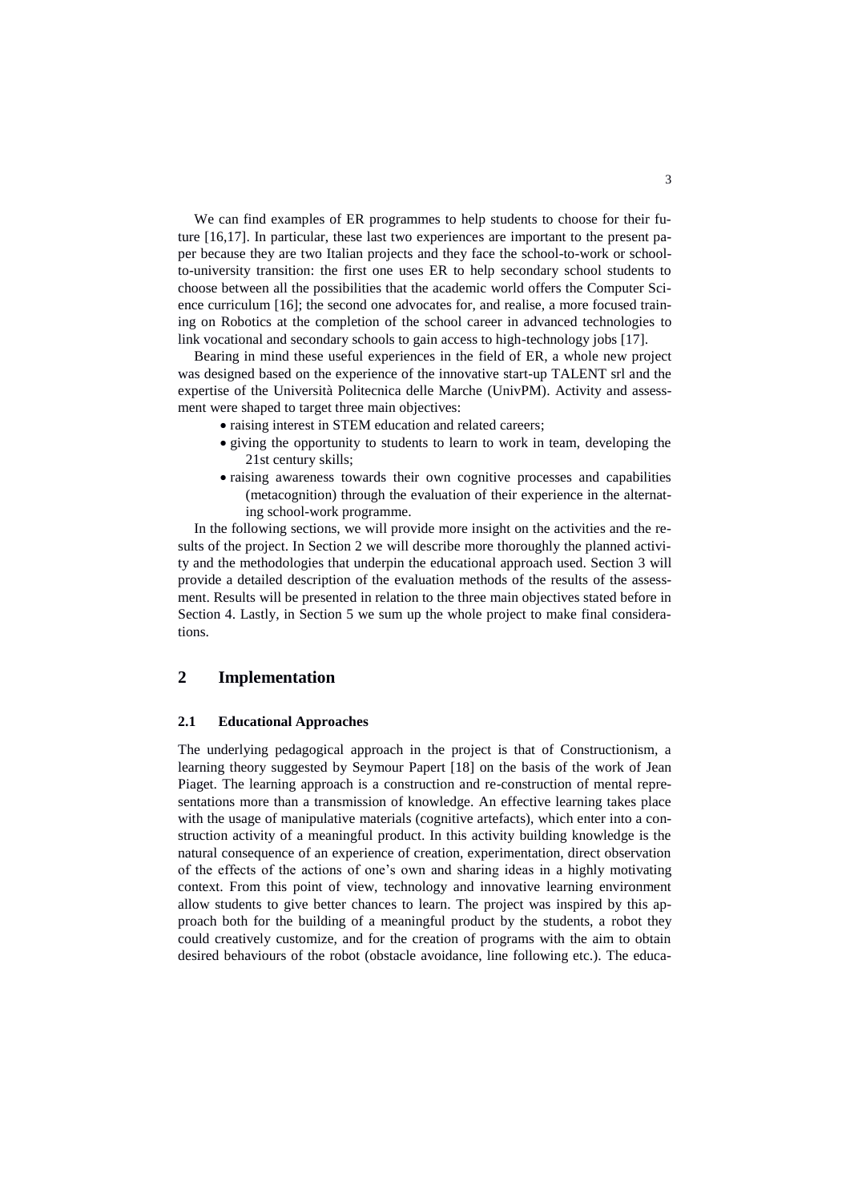We can find examples of ER programmes to help students to choose for their future [16,17]. In particular, these last two experiences are important to the present paper because they are two Italian projects and they face the school-to-work or school-to-university transition: the first one uses ER to help secondary school students to choose between all the possibilities that the academic world offers the Computer Science curriculum [16]; the second one advocates for, and realise, a more focused training on Robotics at the completion of the school career in advanced technologies to link vocational and secondary schools to gain access to high-technology jobs [17].

Bearing in mind these useful experiences in the field of ER, a whole new project was designed based on the experience of the innovative start-up TALENT srl and the expertise of the Università Politecnica delle Marche (UnivPM). Activity and assessment were shaped to target three main objectives:

- raising interest in STEM education and related careers;
- giving the opportunity to students to learn to work in team, developing the 21st century skills;
- raising awareness towards their own cognitive processes and capabilities (metacognition) through the evaluation of their experience in the alternating school-work programme.

In the following sections, we will provide more insight on the activities and the results of the project. In Section 2 we will describe more thoroughly the planned activity and the methodologies that underpin the educational approach used. Section 3 will provide a detailed description of the evaluation methods of the results of the assessment. Results will be presented in relation to the three main objectives stated before in Section 4. Lastly, in Section 5 we sum up the whole project to make final considerations.

## 2 Implementation

### 2.1 Educational Approaches

The underlying pedagogical approach in the project is that of Constructionism, a learning theory suggested by Seymour Papert [18] on the basis of the work of Jean Piaget. The learning approach is a construction and re-construction of mental representations more than a transmission of knowledge. An effective learning takes place with the usage of manipulative materials (cognitive artefacts), which enter into a construction activity of a meaningful product. In this activity building knowledge is the natural consequence of an experience of creation, experimentation, direct observation of the effects of the actions of one's own and sharing ideas in a highly motivating context. From this point of view, technology and innovative learning environment allow students to give better chances to learn. The project was inspired by this approach both for the building of a meaningful product by the students, a robot they could creatively customize, and for the creation of programs with the aim to obtain desired behaviours of the robot (obstacle avoidance, line following etc.). The educa-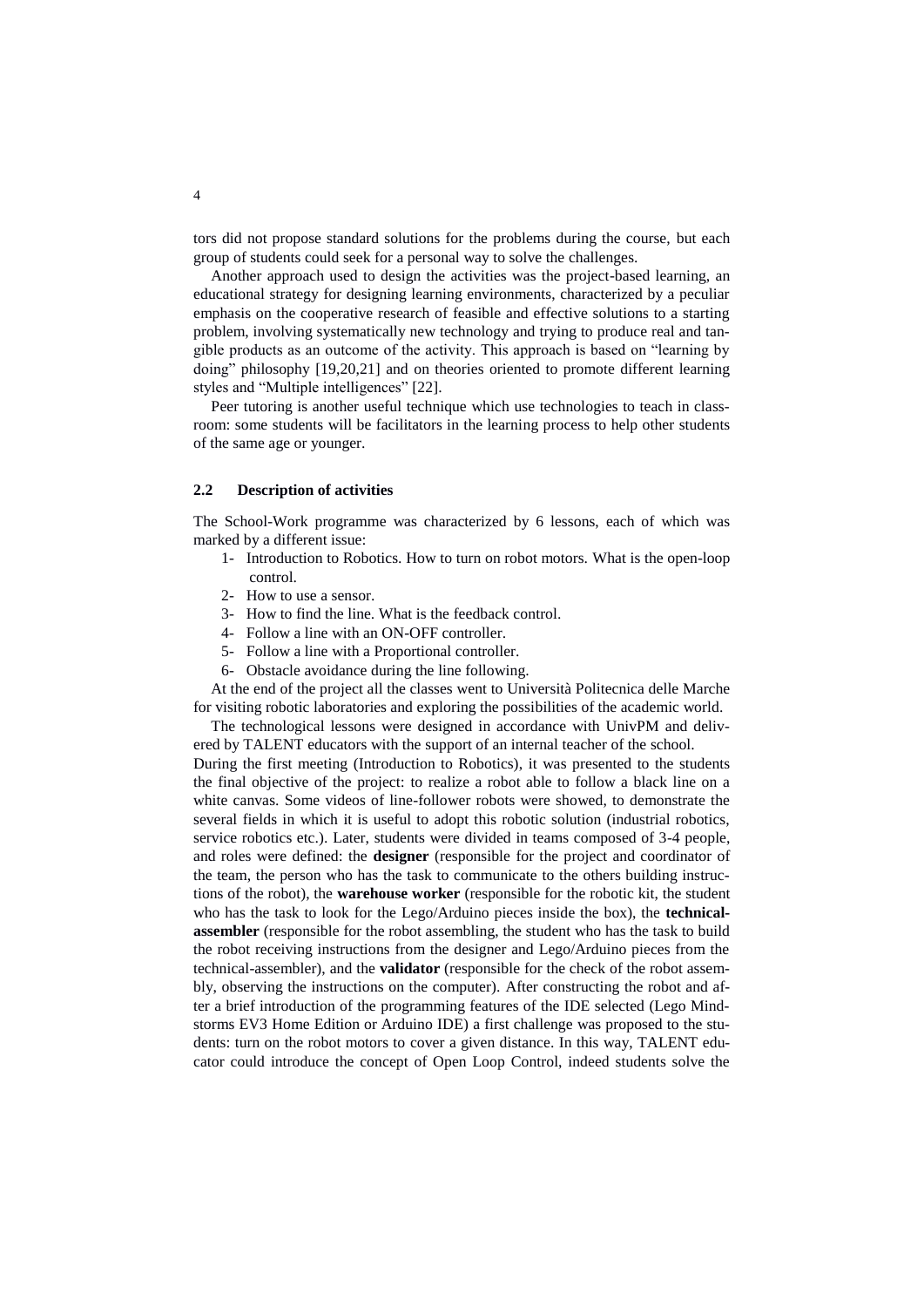tors did not propose standard solutions for the problems during the course, but each group of students could seek for a personal way to solve the challenges.

Another approach used to design the activities was the project-based learning, an educational strategy for designing learning environments, characterized by a peculiar emphasis on the cooperative research of feasible and effective solutions to a starting problem, involving systematically new technology and trying to produce real and tangible products as an outcome of the activity. This approach is based on "learning by doing" philosophy [19,20,21] and on theories oriented to promote different learning styles and "Multiple intelligences" [22].

Peer tutoring is another useful technique which use technologies to teach in classroom: some students will be facilitators in the learning process to help other students of the same age or younger.

### 2.2 Description of activities

The School-Work programme was characterized by 6 lessons, each of which was marked by a different issue:

1- Introduction to Robotics. How to turn on robot motors. What is the open-loop control.
2- How to use a sensor.
3- How to find the line. What is the feedback control.
4- Follow a line with an ON-OFF controller.
5- Follow a line with a Proportional controller.
6- Obstacle avoidance during the line following.

At the end of the project all the classes went to Università Politecnica delle Marche for visiting robotic laboratories and exploring the possibilities of the academic world.

The technological lessons were designed in accordance with UnivPM and delivered by TALENT educators with the support of an internal teacher of the school.

During the first meeting (Introduction to Robotics), it was presented to the students the final objective of the project: to realize a robot able to follow a black line on a white canvas. Some videos of line-follower robots were showed, to demonstrate the several fields in which it is useful to adopt this robotic solution (industrial robotics, service robotics etc.). Later, students were divided in teams composed of 3-4 people, and roles were defined: the **designer** (responsible for the project and coordinator of the team, the person who has the task to communicate to the others building instructions of the robot), the **warehouse worker** (responsible for the robotic kit, the student who has the task to look for the Lego/Arduino pieces inside the box), the **technical-assembler** (responsible for the robot assembling, the student who has the task to build the robot receiving instructions from the designer and Lego/Arduino pieces from the technical-assembler), and the **validator** (responsible for the check of the robot assembly, observing the instructions on the computer). After constructing the robot and after a brief introduction of the programming features of the IDE selected (Lego Mindstorms EV3 Home Edition or Arduino IDE) a first challenge was proposed to the students: turn on the robot motors to cover a given distance. In this way, TALENT educator could introduce the concept of Open Loop Control, indeed students solve the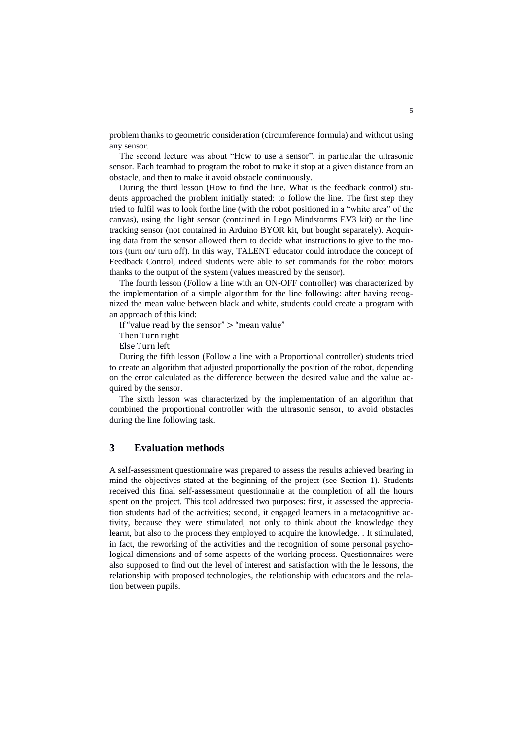problem thanks to geometric consideration (circumference formula) and without using any sensor.

The second lecture was about "How to use a sensor", in particular the ultrasonic sensor. Each teamhad to program the robot to make it stop at a given distance from an obstacle, and then to make it avoid obstacle continuously.

During the third lesson (How to find the line. What is the feedback control) students approached the problem initially stated: to follow the line. The first step they tried to fulfil was to look forthe line (with the robot positioned in a "white area" of the canvas), using the light sensor (contained in Lego Mindstorms EV3 kit) or the line tracking sensor (not contained in Arduino BYOR kit, but bought separately). Acquiring data from the sensor allowed them to decide what instructions to give to the motors (turn on/ turn off). In this way, TALENT educator could introduce the concept of Feedback Control, indeed students were able to set commands for the robot motors thanks to the output of the system (values measured by the sensor).

The fourth lesson (Follow a line with an ON-OFF controller) was characterized by the implementation of a simple algorithm for the line following: after having recognized the mean value between black and white, students could create a program with an approach of this kind:

```
If "value read by the sensor" > "mean value"
Then Turn right
Else Turn left
```

During the fifth lesson (Follow a line with a Proportional controller) students tried to create an algorithm that adjusted proportionally the position of the robot, depending on the error calculated as the difference between the desired value and the value acquired by the sensor.

The sixth lesson was characterized by the implementation of an algorithm that combined the proportional controller with the ultrasonic sensor, to avoid obstacles during the line following task.

## 3 Evaluation methods

A self-assessment questionnaire was prepared to assess the results achieved bearing in mind the objectives stated at the beginning of the project (see Section 1). Students received this final self-assessment questionnaire at the completion of all the hours spent on the project. This tool addressed two purposes: first, it assessed the appreciation students had of the activities; second, it engaged learners in a metacognitive activity, because they were stimulated, not only to think about the knowledge they learnt, but also to the process they employed to acquire the knowledge. . It stimulated, in fact, the reworking of the activities and the recognition of some personal psychological dimensions and of some aspects of the working process. Questionnaires were also supposed to find out the level of interest and satisfaction with the le lessons, the relationship with proposed technologies, the relationship with educators and the relation between pupils.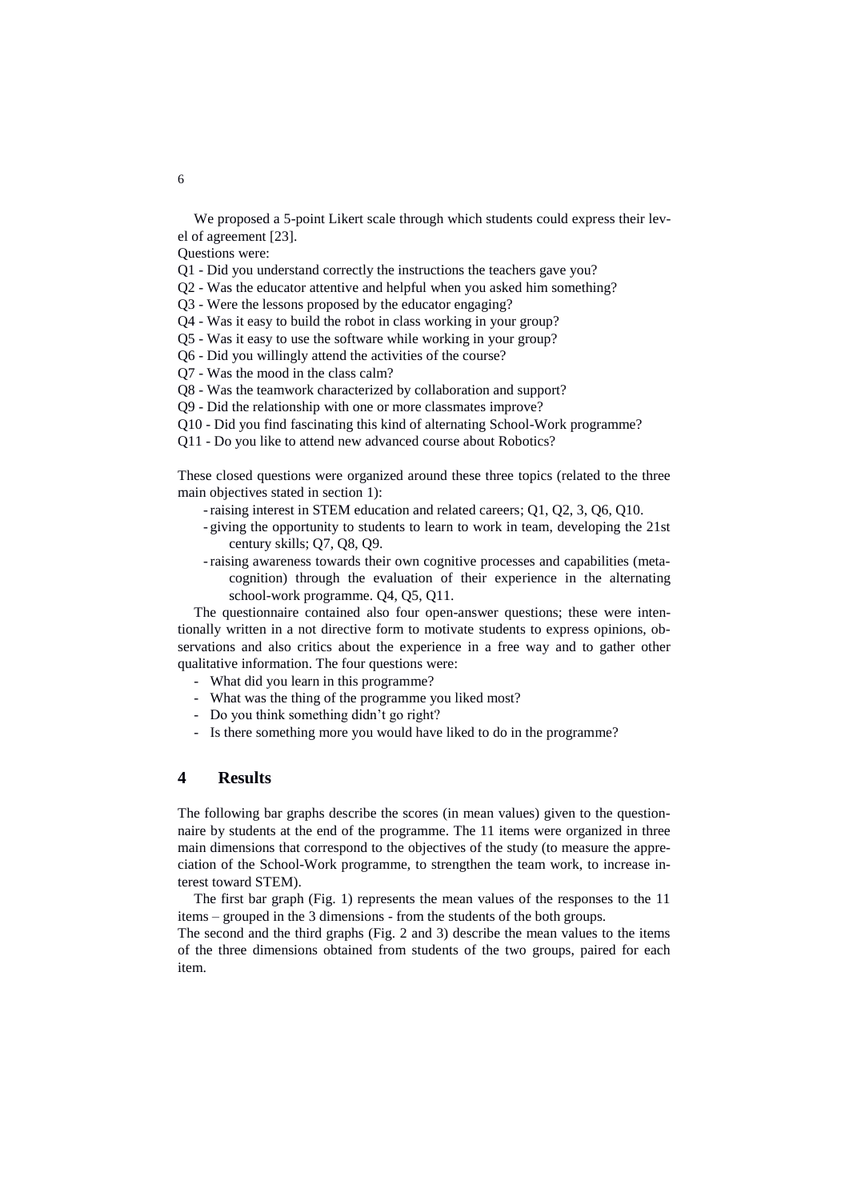We proposed a 5-point Likert scale through which students could express their level of agreement [23].

Questions were:

Q1 - Did you understand correctly the instructions the teachers gave you?
Q2 - Was the educator attentive and helpful when you asked him something?
Q3 - Were the lessons proposed by the educator engaging?
Q4 - Was it easy to build the robot in class working in your group?
Q5 - Was it easy to use the software while working in your group?
Q6 - Did you willingly attend the activities of the course?
Q7 - Was the mood in the class calm?
Q8 - Was the teamwork characterized by collaboration and support?
Q9 - Did the relationship with one or more classmates improve?
Q10 - Did you find fascinating this kind of alternating School-Work programme?
Q11 - Do you like to attend new advanced course about Robotics?

These closed questions were organized around these three topics (related to the three main objectives stated in section 1):

- raising interest in STEM education and related careers; Q1, Q2, 3, Q6, Q10.
- giving the opportunity to students to learn to work in team, developing the 21st century skills; Q7, Q8, Q9.
- raising awareness towards their own cognitive processes and capabilities (meta-cognition) through the evaluation of their experience in the alternating school-work programme. Q4, Q5, Q11.

The questionnaire contained also four open-answer questions; these were intentionally written in a not directive form to motivate students to express opinions, observations and also critics about the experience in a free way and to gather other qualitative information. The four questions were:

- What did you learn in this programme?
- What was the thing of the programme you liked most?
- Do you think something didn't go right?
- Is there something more you would have liked to do in the programme?

## 4 Results

The following bar graphs describe the scores (in mean values) given to the questionnaire by students at the end of the programme. The 11 items were organized in three main dimensions that correspond to the objectives of the study (to measure the appreciation of the School-Work programme, to strengthen the team work, to increase interest toward STEM).

The first bar graph (Fig. 1) represents the mean values of the responses to the 11 items – grouped in the 3 dimensions - from the students of the both groups.

The second and the third graphs (Fig. 2 and 3) describe the mean values to the items of the three dimensions obtained from students of the two groups, paired for each item.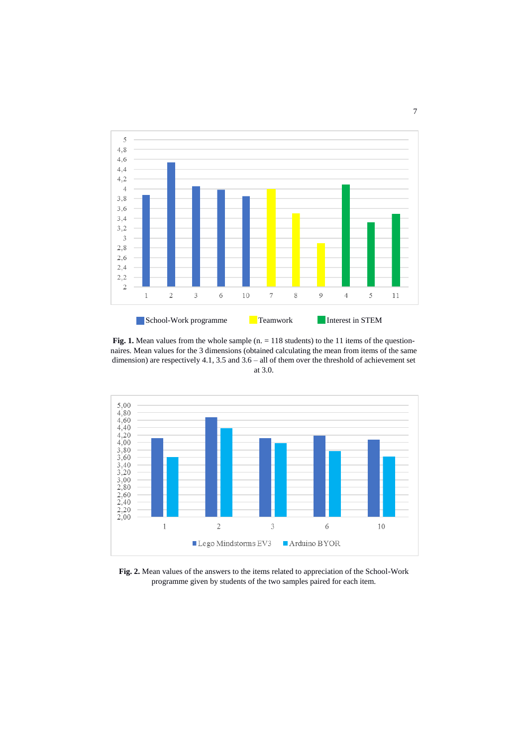**Fig. 1.** Mean values from the whole sample (n. = 118 students) to the 11 items of the questionnaires. Mean values for the 3 dimensions (obtained calculating the mean from items of the same dimension) are respectively 4.1, 3.5 and 3.6 – all of them over the threshold of achievement set at 3.0.

**Fig. 2.** Mean values of the answers to the items related to appreciation of the School-Work programme given by students of the two samples paired for each item.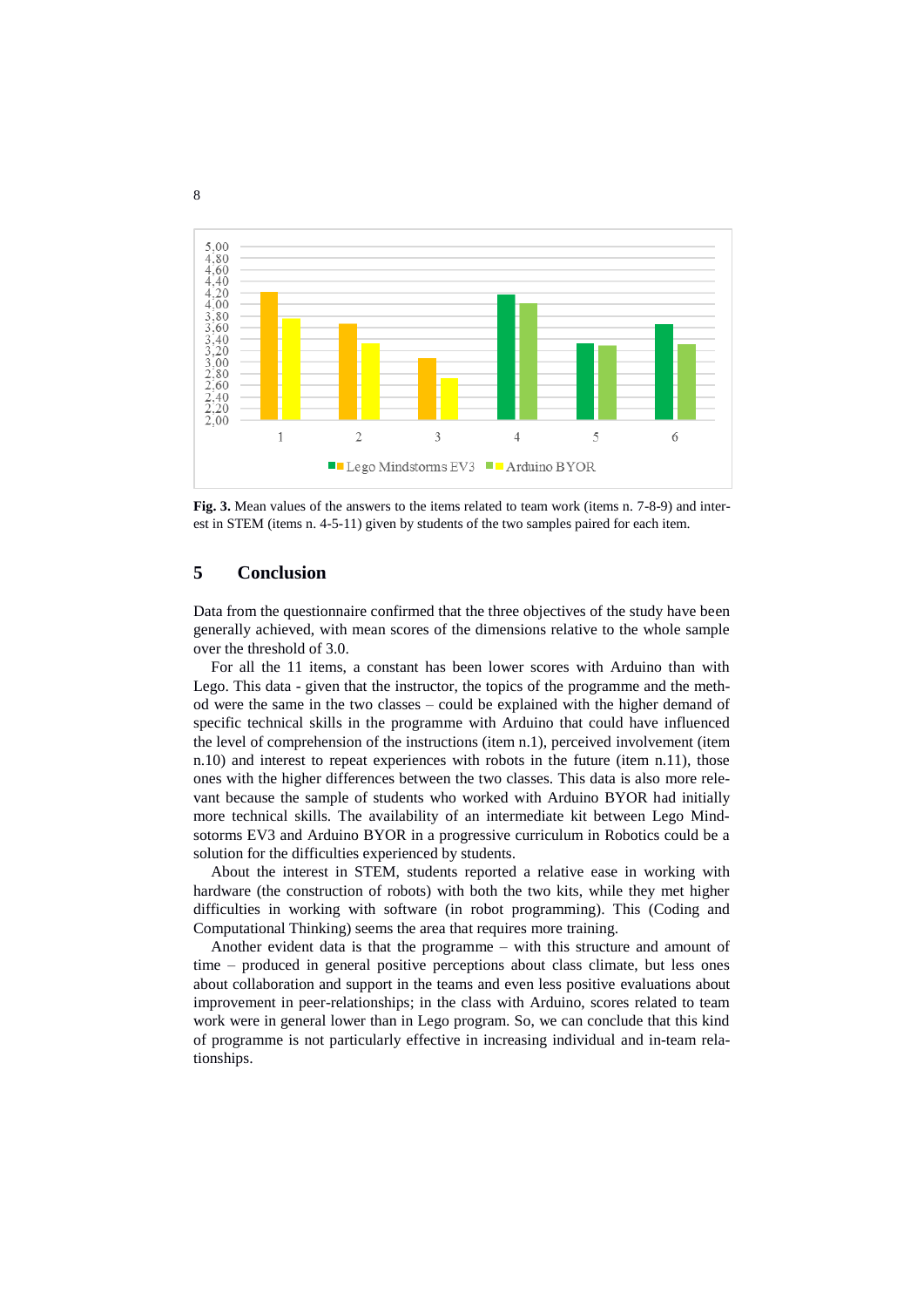**Fig. 3.** Mean values of the answers to the items related to team work (items n. 7-8-9) and interest in STEM (items n. 4-5-11) given by students of the two samples paired for each item.

## 5 Conclusion

Data from the questionnaire confirmed that the three objectives of the study have been generally achieved, with mean scores of the dimensions relative to the whole sample over the threshold of 3.0.

For all the 11 items, a constant has been lower scores with Arduino than with Lego. This data - given that the instructor, the topics of the programme and the method were the same in the two classes – could be explained with the higher demand of specific technical skills in the programme with Arduino that could have influenced the level of comprehension of the instructions (item n.1), perceived involvement (item n.10) and interest to repeat experiences with robots in the future (item n.11), those ones with the higher differences between the two classes. This data is also more relevant because the sample of students who worked with Arduino BYOR had initially more technical skills. The availability of an intermediate kit between Lego Mindsotorms EV3 and Arduino BYOR in a progressive curriculum in Robotics could be a solution for the difficulties experienced by students.

About the interest in STEM, students reported a relative ease in working with hardware (the construction of robots) with both the two kits, while they met higher difficulties in working with software (in robot programming). This (Coding and Computational Thinking) seems the area that requires more training.

Another evident data is that the programme – with this structure and amount of time – produced in general positive perceptions about class climate, but less ones about collaboration and support in the teams and even less positive evaluations about improvement in peer-relationships; in the class with Arduino, scores related to team work were in general lower than in Lego program. So, we can conclude that this kind of programme is not particularly effective in increasing individual and in-team relationships.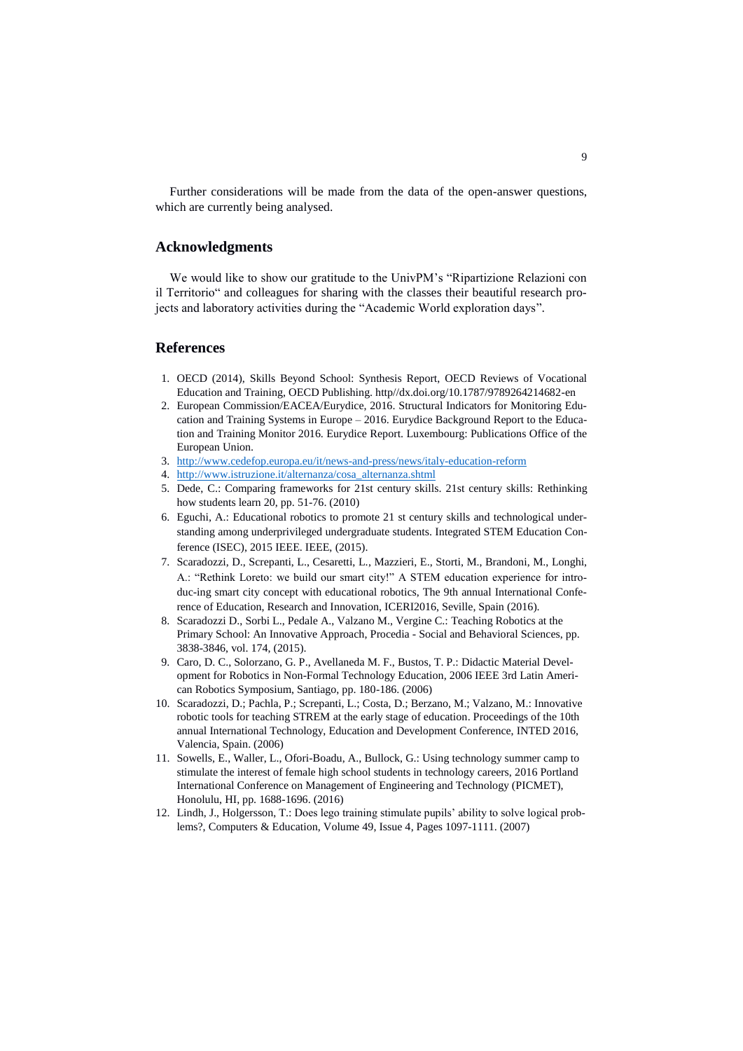Further considerations will be made from the data of the open-answer questions, which are currently being analysed.

## Acknowledgments

We would like to show our gratitude to the UnivPM's "Ripartizione Relazioni con il Territorio" and colleagues for sharing with the classes their beautiful research projects and laboratory activities during the "Academic World exploration days".

## References

1. OECD (2014), Skills Beyond School: Synthesis Report, OECD Reviews of Vocational Education and Training, OECD Publishing. http//dx.doi.org/10.1787/9789264214682-en
2. European Commission/EACEA/Eurydice, 2016. Structural Indicators for Monitoring Education and Training Systems in Europe – 2016. Eurydice Background Report to the Education and Training Monitor 2016. Eurydice Report. Luxembourg: Publications Office of the European Union.
3. http://www.cedefop.europa.eu/it/news-and-press/news/italy-education-reform
4. http://www.istruzione.it/alternanza/cosa_alternanza.shtml
5. Dede, C.: Comparing frameworks for 21st century skills. 21st century skills: Rethinking how students learn 20, pp. 51-76. (2010)
6. Eguchi, A.: Educational robotics to promote 21 st century skills and technological understanding among underprivileged undergraduate students. Integrated STEM Education Conference (ISEC), 2015 IEEE. IEEE, (2015).
7. Scaradozzi, D., Screpanti, L., Cesaretti, L., Mazzieri, E., Storti, M., Brandoni, M., Longhi, A.: "Rethink Loreto: we build our smart city!" A STEM education experience for introduc-ing smart city concept with educational robotics, The 9th annual International Conference of Education, Research and Innovation, ICERI2016, Seville, Spain (2016).
8. Scaradozzi D., Sorbi L., Pedale A., Valzano M., Vergine C.: Teaching Robotics at the Primary School: An Innovative Approach, Procedia - Social and Behavioral Sciences, pp. 3838-3846, vol. 174, (2015).
9. Caro, D. C., Solorzano, G. P., Avellaneda M. F., Bustos, T. P.: Didactic Material Development for Robotics in Non-Formal Technology Education, 2006 IEEE 3rd Latin American Robotics Symposium, Santiago, pp. 180-186. (2006)
10. Scaradozzi, D.; Pachla, P.; Screpanti, L.; Costa, D.; Berzano, M.; Valzano, M.: Innovative robotic tools for teaching STREM at the early stage of education. Proceedings of the 10th annual International Technology, Education and Development Conference, INTED 2016, Valencia, Spain. (2006)
11. Sowells, E., Waller, L., Ofori-Boadu, A., Bullock, G.: Using technology summer camp to stimulate the interest of female high school students in technology careers, 2016 Portland International Conference on Management of Engineering and Technology (PICMET), Honolulu, HI, pp. 1688-1696. (2016)
12. Lindh, J., Holgersson, T.: Does lego training stimulate pupils' ability to solve logical problems?, Computers & Education, Volume 49, Issue 4, Pages 1097-1111. (2007)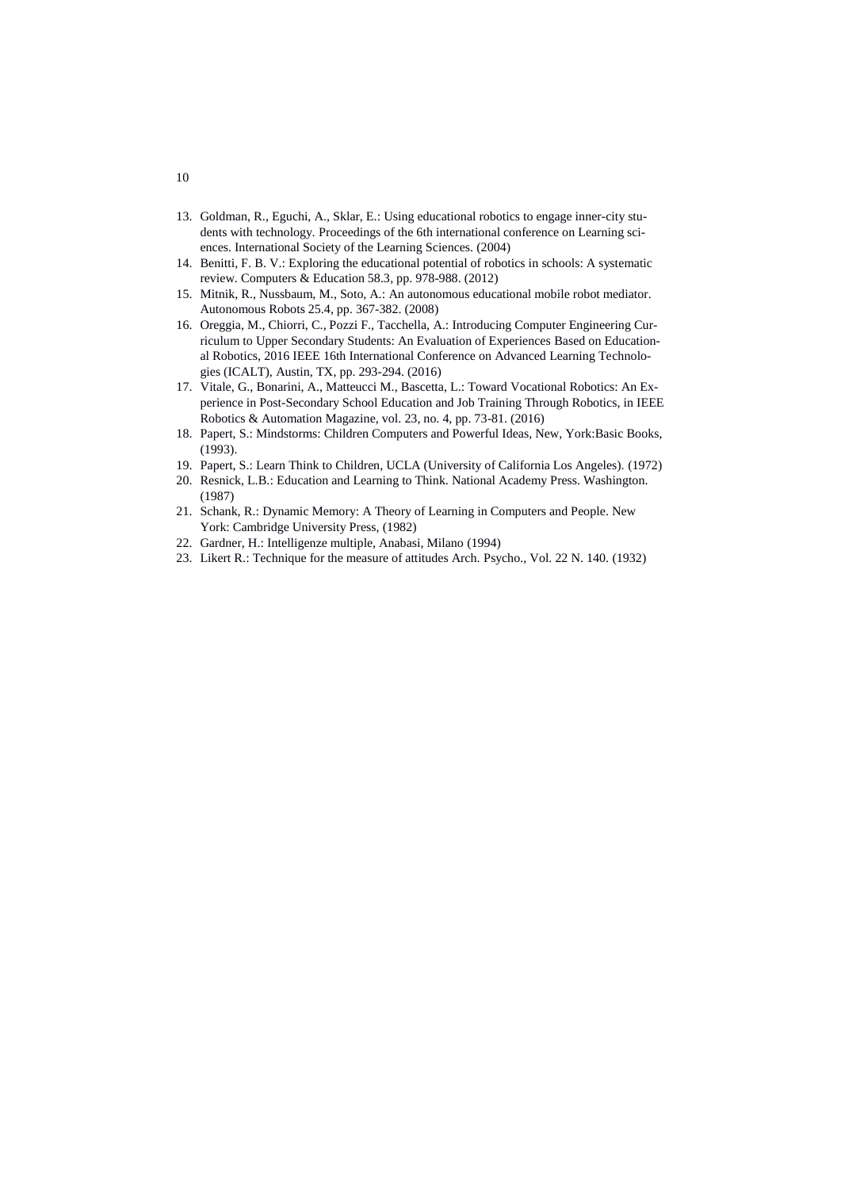13. Goldman, R., Eguchi, A., Sklar, E.: Using educational robotics to engage inner-city students with technology. Proceedings of the 6th international conference on Learning sciences. International Society of the Learning Sciences. (2004)
14. Benitti, F. B. V.: Exploring the educational potential of robotics in schools: A systematic review. Computers & Education 58.3, pp. 978-988. (2012)
15. Mitnik, R., Nussbaum, M., Soto, A.: An autonomous educational mobile robot mediator. Autonomous Robots 25.4, pp. 367-382. (2008)
16. Oreggia, M., Chiorri, C., Pozzi F., Tacchella, A.: Introducing Computer Engineering Curriculum to Upper Secondary Students: An Evaluation of Experiences Based on Educational Robotics, 2016 IEEE 16th International Conference on Advanced Learning Technologies (ICALT), Austin, TX, pp. 293-294. (2016)
17. Vitale, G., Bonarini, A., Matteucci M., Bascetta, L.: Toward Vocational Robotics: An Experience in Post-Secondary School Education and Job Training Through Robotics, in IEEE Robotics & Automation Magazine, vol. 23, no. 4, pp. 73-81. (2016)
18. Papert, S.: Mindstorms: Children Computers and Powerful Ideas, New, York:Basic Books, (1993).
19. Papert, S.: Learn Think to Children, UCLA (University of California Los Angeles). (1972)
20. Resnick, L.B.: Education and Learning to Think. National Academy Press. Washington. (1987)
21. Schank, R.: Dynamic Memory: A Theory of Learning in Computers and People. New York: Cambridge University Press, (1982)
22. Gardner, H.: Intelligenze multiple, Anabasi, Milano (1994)
23. Likert R.: Technique for the measure of attitudes Arch. Psycho., Vol. 22 N. 140. (1932)